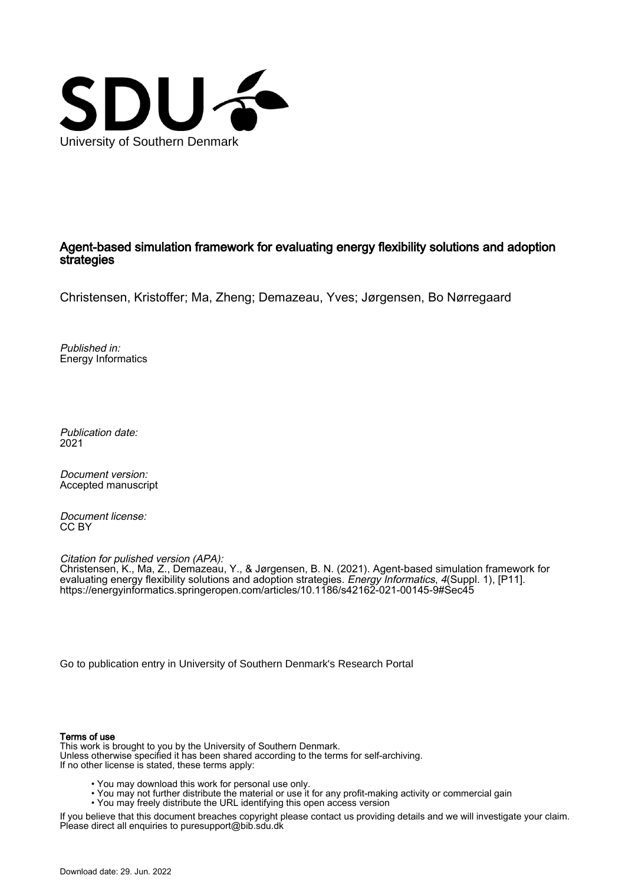University of Southern Denmark

# Agent-based simulation framework for evaluating energy flexibility solutions and adoption strategies

Christensen, Kristoffer; Ma, Zheng; Demazeau, Yves; Jørgensen, Bo Nørregaard

*Published in:*
Energy Informatics

*Publication date:*
2021

*Document version:*
Accepted manuscript

*Document license:*
CC BY

*Citation for pulished version (APA):*
Christensen, K., Ma, Z., Demazeau, Y., & Jørgensen, B. N. (2021). Agent-based simulation framework for evaluating energy flexibility solutions and adoption strategies. *Energy Informatics*, *4*(Suppl. 1), [P11]. https://energyinformatics.springeropen.com/articles/10.1186/s42162-021-00145-9#Sec45

Go to publication entry in University of Southern Denmark's Research Portal

**Terms of use**

This work is brought to you by the University of Southern Denmark.
Unless otherwise specified it has been shared according to the terms for self-archiving.
If no other license is stated, these terms apply:

- You may download this work for personal use only.
- You may not further distribute the material or use it for any profit-making activity or commercial gain
- You may freely distribute the URL identifying this open access version

If you believe that this document breaches copyright please contact us providing details and we will investigate your claim.
Please direct all enquiries to puresupport@bib.sdu.dk

Download date: 29. Jun. 2022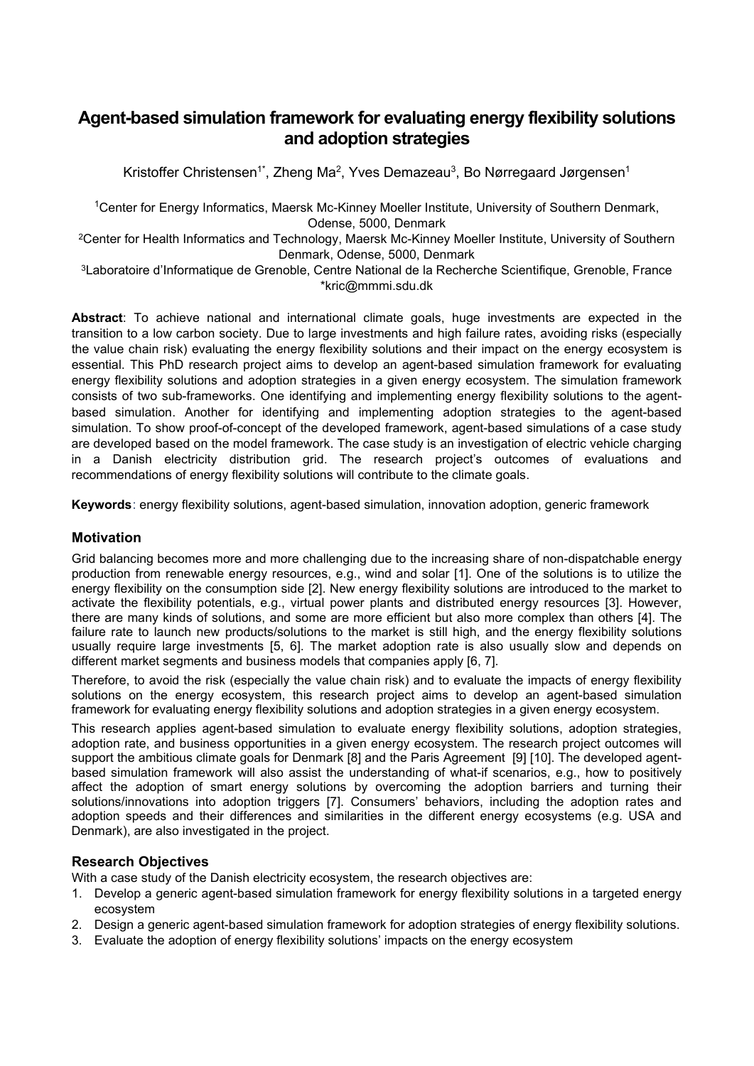# Agent-based simulation framework for evaluating energy flexibility solutions and adoption strategies

Kristoffer Christensen[1*], Zheng Ma[2], Yves Demazeau[3], Bo Nørregaard Jørgensen[1]

[1]Center for Energy Informatics, Maersk Mc-Kinney Moeller Institute, University of Southern Denmark, Odense, 5000, Denmark

[2]Center for Health Informatics and Technology, Maersk Mc-Kinney Moeller Institute, University of Southern Denmark, Odense, 5000, Denmark

[3]Laboratoire d'Informatique de Grenoble, Centre National de la Recherche Scientifique, Grenoble, France

*kric@mmmi.sdu.dk

**Abstract**: To achieve national and international climate goals, huge investments are expected in the transition to a low carbon society. Due to large investments and high failure rates, avoiding risks (especially the value chain risk) evaluating the energy flexibility solutions and their impact on the energy ecosystem is essential. This PhD research project aims to develop an agent-based simulation framework for evaluating energy flexibility solutions and adoption strategies in a given energy ecosystem. The simulation framework consists of two sub-frameworks. One identifying and implementing energy flexibility solutions to the agent-based simulation. Another for identifying and implementing adoption strategies to the agent-based simulation. To show proof-of-concept of the developed framework, agent-based simulations of a case study are developed based on the model framework. The case study is an investigation of electric vehicle charging in a Danish electricity distribution grid. The research project's outcomes of evaluations and recommendations of energy flexibility solutions will contribute to the climate goals.

**Keywords**: energy flexibility solutions, agent-based simulation, innovation adoption, generic framework

## Motivation

Grid balancing becomes more and more challenging due to the increasing share of non-dispatchable energy production from renewable energy resources, e.g., wind and solar [1]. One of the solutions is to utilize the energy flexibility on the consumption side [2]. New energy flexibility solutions are introduced to the market to activate the flexibility potentials, e.g., virtual power plants and distributed energy resources [3]. However, there are many kinds of solutions, and some are more efficient but also more complex than others [4]. The failure rate to launch new products/solutions to the market is still high, and the energy flexibility solutions usually require large investments [5, 6]. The market adoption rate is also usually slow and depends on different market segments and business models that companies apply [6, 7].

Therefore, to avoid the risk (especially the value chain risk) and to evaluate the impacts of energy flexibility solutions on the energy ecosystem, this research project aims to develop an agent-based simulation framework for evaluating energy flexibility solutions and adoption strategies in a given energy ecosystem.

This research applies agent-based simulation to evaluate energy flexibility solutions, adoption strategies, adoption rate, and business opportunities in a given energy ecosystem. The research project outcomes will support the ambitious climate goals for Denmark [8] and the Paris Agreement [9] [10]. The developed agent-based simulation framework will also assist the understanding of what-if scenarios, e.g., how to positively affect the adoption of smart energy solutions by overcoming the adoption barriers and turning their solutions/innovations into adoption triggers [7]. Consumers' behaviors, including the adoption rates and adoption speeds and their differences and similarities in the different energy ecosystems (e.g. USA and Denmark), are also investigated in the project.

## Research Objectives

With a case study of the Danish electricity ecosystem, the research objectives are:

1. Develop a generic agent-based simulation framework for energy flexibility solutions in a targeted energy ecosystem
2. Design a generic agent-based simulation framework for adoption strategies of energy flexibility solutions.
3. Evaluate the adoption of energy flexibility solutions' impacts on the energy ecosystem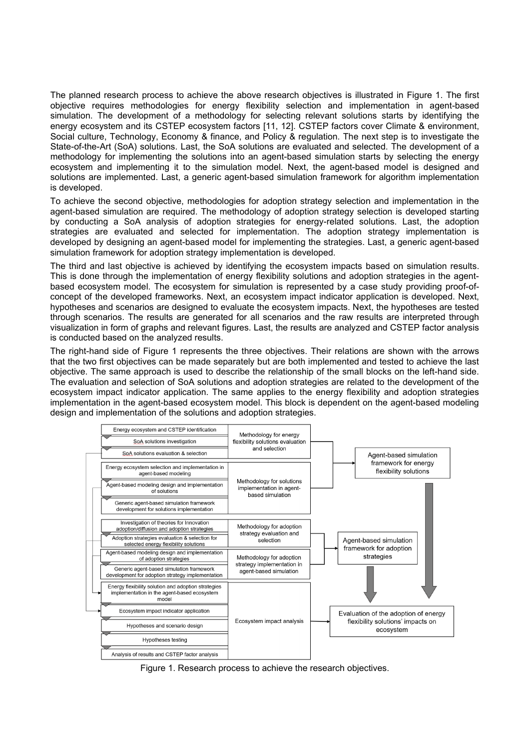The planned research process to achieve the above research objectives is illustrated in Figure 1. The first objective requires methodologies for energy flexibility selection and implementation in agent-based simulation. The development of a methodology for selecting relevant solutions starts by identifying the energy ecosystem and its CSTEP ecosystem factors [11, 12]. CSTEP factors cover Climate & environment, Social culture, Technology, Economy & finance, and Policy & regulation. The next step is to investigate the State-of-the-Art (SoA) solutions. Last, the SoA solutions are evaluated and selected. The development of a methodology for implementing the solutions into an agent-based simulation starts by selecting the energy ecosystem and implementing it to the simulation model. Next, the agent-based model is designed and solutions are implemented. Last, a generic agent-based simulation framework for algorithm implementation is developed.

To achieve the second objective, methodologies for adoption strategy selection and implementation in the agent-based simulation are required. The methodology of adoption strategy selection is developed starting by conducting a SoA analysis of adoption strategies for energy-related solutions. Last, the adoption strategies are evaluated and selected for implementation. The adoption strategy implementation is developed by designing an agent-based model for implementing the strategies. Last, a generic agent-based simulation framework for adoption strategy implementation is developed.

The third and last objective is achieved by identifying the ecosystem impacts based on simulation results. This is done through the implementation of energy flexibility solutions and adoption strategies in the agent-based ecosystem model. The ecosystem for simulation is represented by a case study providing proof-of-concept of the developed frameworks. Next, an ecosystem impact indicator application is developed. Next, hypotheses and scenarios are designed to evaluate the ecosystem impacts. Next, the hypotheses are tested through scenarios. The results are generated for all scenarios and the raw results are interpreted through visualization in form of graphs and relevant figures. Last, the results are analyzed and CSTEP factor analysis is conducted based on the analyzed results.

The right-hand side of Figure 1 represents the three objectives. Their relations are shown with the arrows that the two first objectives can be made separately but are both implemented and tested to achieve the last objective. The same approach is used to describe the relationship of the small blocks on the left-hand side. The evaluation and selection of SoA solutions and adoption strategies are related to the development of the ecosystem impact indicator application. The same applies to the energy flexibility and adoption strategies implementation in the agent-based ecosystem model. This block is dependent on the agent-based modeling design and implementation of the solutions and adoption strategies.

Energy ecosystem and CSTEP identification

SoA solutions investigation

SoA solutions evaluation & selection

Methodology for energy flexibility solutions evaluation and selection

Energy ecosystem selection and implementation in agent-based modeling

Agent-based modeling design and implementation of solutions

Generic agent-based simulation framework development for solutions implementation

Methodology for solutions implementation in agent-based simulation

Agent-based simulation framework for energy flexibility solutions

Investigation of theories for Innovation adoption/diffusion and adoption strategies

Adoption strategies evaluation & selection for selected energy flexibility solutions

Methodology for adoption strategy evaluation and selection

Agent-based modeling design and implementation of adoption strategies

Generic agent-based simulation framework development for adoption strategy implementation

Methodology for adoption strategy implementation in agent-based simulation

Agent-based simulation framework for adoption strategies

Energy flexibility solution and adoption strategies implementation in the agent-based ecosystem model

Ecosystem impact indicator application

Hypotheses and scenario design

Hypotheses testing

Analysis of results and CSTEP factor analysis

Ecosystem impact analysis

Evaluation of the adoption of energy flexibility solutions' impacts on ecosystem

Figure 1. Research process to achieve the research objectives.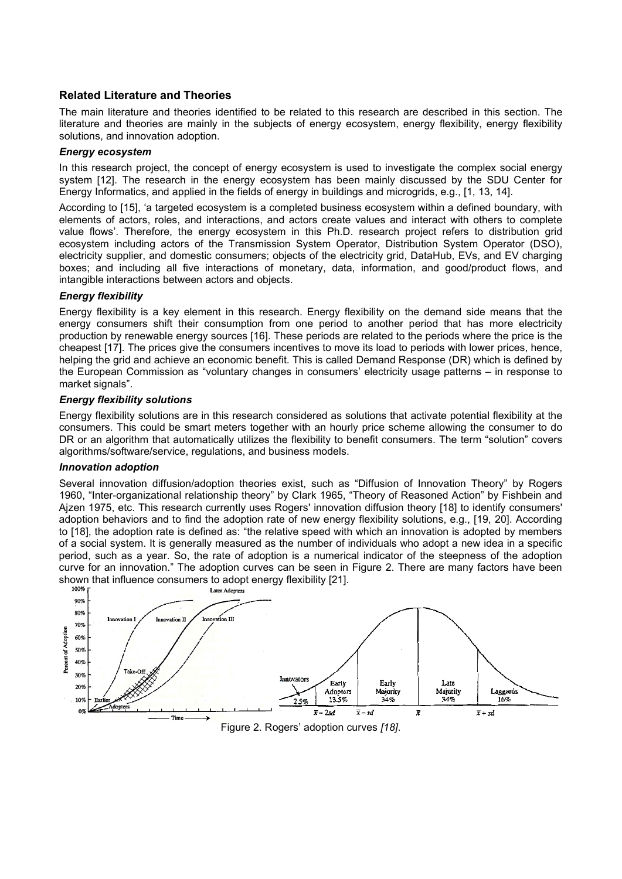## Related Literature and Theories

The main literature and theories identified to be related to this research are described in this section. The literature and theories are mainly in the subjects of energy ecosystem, energy flexibility, energy flexibility solutions, and innovation adoption.

### *Energy ecosystem*

In this research project, the concept of energy ecosystem is used to investigate the complex social energy system [12]. The research in the energy ecosystem has been mainly discussed by the SDU Center for Energy Informatics, and applied in the fields of energy in buildings and microgrids, e.g., [1, 13, 14].

According to [15], 'a targeted ecosystem is a completed business ecosystem within a defined boundary, with elements of actors, roles, and interactions, and actors create values and interact with others to complete value flows'. Therefore, the energy ecosystem in this Ph.D. research project refers to distribution grid ecosystem including actors of the Transmission System Operator, Distribution System Operator (DSO), electricity supplier, and domestic consumers; objects of the electricity grid, DataHub, EVs, and EV charging boxes; and including all five interactions of monetary, data, information, and good/product flows, and intangible interactions between actors and objects.

### *Energy flexibility*

Energy flexibility is a key element in this research. Energy flexibility on the demand side means that the energy consumers shift their consumption from one period to another period that has more electricity production by renewable energy sources [16]. These periods are related to the periods where the price is the cheapest [17]. The prices give the consumers incentives to move its load to periods with lower prices, hence, helping the grid and achieve an economic benefit. This is called Demand Response (DR) which is defined by the European Commission as "voluntary changes in consumers' electricity usage patterns – in response to market signals".

### *Energy flexibility solutions*

Energy flexibility solutions are in this research considered as solutions that activate potential flexibility at the consumers. This could be smart meters together with an hourly price scheme allowing the consumer to do DR or an algorithm that automatically utilizes the flexibility to benefit consumers. The term "solution" covers algorithms/software/service, regulations, and business models.

### *Innovation adoption*

Several innovation diffusion/adoption theories exist, such as "Diffusion of Innovation Theory" by Rogers 1960, "Inter-organizational relationship theory" by Clark 1965, "Theory of Reasoned Action" by Fishbein and Ajzen 1975, etc. This research currently uses Rogers' innovation diffusion theory [18] to identify consumers' adoption behaviors and to find the adoption rate of new energy flexibility solutions, e.g., [19, 20]. According to [18], the adoption rate is defined as: "the relative speed with which an innovation is adopted by members of a social system. It is generally measured as the number of individuals who adopt a new idea in a specific period, such as a year. So, the rate of adoption is a numerical indicator of the steepness of the adoption curve for an innovation." The adoption curves can be seen in Figure 2. There are many factors have been shown that influence consumers to adopt energy flexibility [21].

Figure 2. Rogers' adoption curves *[18]*.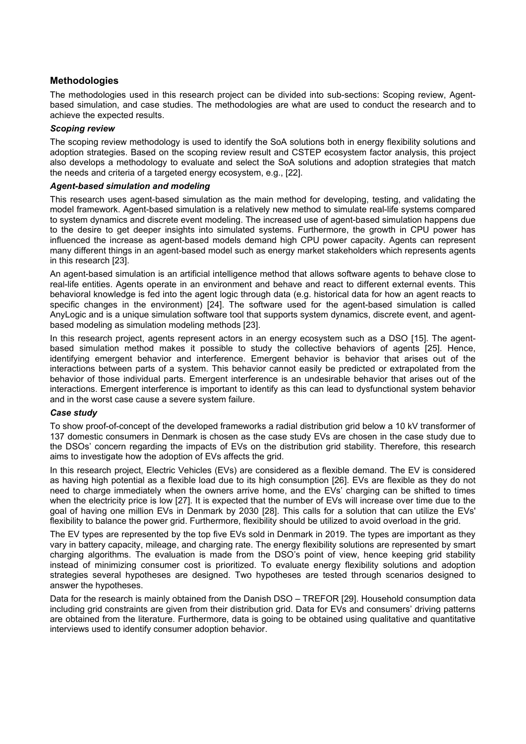## Methodologies

The methodologies used in this research project can be divided into sub-sections: Scoping review, Agent-based simulation, and case studies. The methodologies are what are used to conduct the research and to achieve the expected results.

### *Scoping review*

The scoping review methodology is used to identify the SoA solutions both in energy flexibility solutions and adoption strategies. Based on the scoping review result and CSTEP ecosystem factor analysis, this project also develops a methodology to evaluate and select the SoA solutions and adoption strategies that match the needs and criteria of a targeted energy ecosystem, e.g., [22].

### *Agent-based simulation and modeling*

This research uses agent-based simulation as the main method for developing, testing, and validating the model framework. Agent-based simulation is a relatively new method to simulate real-life systems compared to system dynamics and discrete event modeling. The increased use of agent-based simulation happens due to the desire to get deeper insights into simulated systems. Furthermore, the growth in CPU power has influenced the increase as agent-based models demand high CPU power capacity. Agents can represent many different things in an agent-based model such as energy market stakeholders which represents agents in this research [23].

An agent-based simulation is an artificial intelligence method that allows software agents to behave close to real-life entities. Agents operate in an environment and behave and react to different external events. This behavioral knowledge is fed into the agent logic through data (e.g. historical data for how an agent reacts to specific changes in the environment) [24]. The software used for the agent-based simulation is called AnyLogic and is a unique simulation software tool that supports system dynamics, discrete event, and agent-based modeling as simulation modeling methods [23].

In this research project, agents represent actors in an energy ecosystem such as a DSO [15]. The agent-based simulation method makes it possible to study the collective behaviors of agents [25]. Hence, identifying emergent behavior and interference. Emergent behavior is behavior that arises out of the interactions between parts of a system. This behavior cannot easily be predicted or extrapolated from the behavior of those individual parts. Emergent interference is an undesirable behavior that arises out of the interactions. Emergent interference is important to identify as this can lead to dysfunctional system behavior and in the worst case cause a severe system failure.

### *Case study*

To show proof-of-concept of the developed frameworks a radial distribution grid below a 10 kV transformer of 137 domestic consumers in Denmark is chosen as the case study EVs are chosen in the case study due to the DSOs' concern regarding the impacts of EVs on the distribution grid stability. Therefore, this research aims to investigate how the adoption of EVs affects the grid.

In this research project, Electric Vehicles (EVs) are considered as a flexible demand. The EV is considered as having high potential as a flexible load due to its high consumption [26]. EVs are flexible as they do not need to charge immediately when the owners arrive home, and the EVs' charging can be shifted to times when the electricity price is low [27]. It is expected that the number of EVs will increase over time due to the goal of having one million EVs in Denmark by 2030 [28]. This calls for a solution that can utilize the EVs' flexibility to balance the power grid. Furthermore, flexibility should be utilized to avoid overload in the grid.

The EV types are represented by the top five EVs sold in Denmark in 2019. The types are important as they vary in battery capacity, mileage, and charging rate. The energy flexibility solutions are represented by smart charging algorithms. The evaluation is made from the DSO's point of view, hence keeping grid stability instead of minimizing consumer cost is prioritized. To evaluate energy flexibility solutions and adoption strategies several hypotheses are designed. Two hypotheses are tested through scenarios designed to answer the hypotheses.

Data for the research is mainly obtained from the Danish DSO – TREFOR [29]. Household consumption data including grid constraints are given from their distribution grid. Data for EVs and consumers' driving patterns are obtained from the literature. Furthermore, data is going to be obtained using qualitative and quantitative interviews used to identify consumer adoption behavior.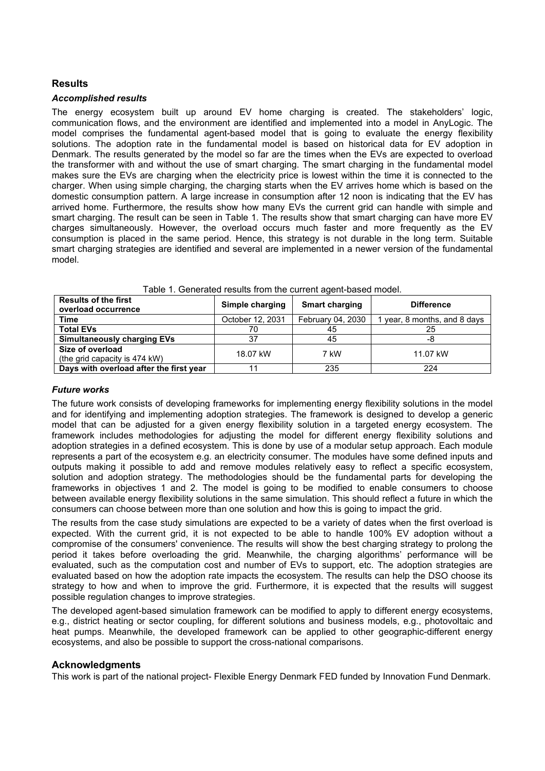## Results

### *Accomplished results*

The energy ecosystem built up around EV home charging is created. The stakeholders' logic, communication flows, and the environment are identified and implemented into a model in AnyLogic. The model comprises the fundamental agent-based model that is going to evaluate the energy flexibility solutions. The adoption rate in the fundamental model is based on historical data for EV adoption in Denmark. The results generated by the model so far are the times when the EVs are expected to overload the transformer with and without the use of smart charging. The smart charging in the fundamental model makes sure the EVs are charging when the electricity price is lowest within the time it is connected to the charger. When using simple charging, the charging starts when the EV arrives home which is based on the domestic consumption pattern. A large increase in consumption after 12 noon is indicating that the EV has arrived home. Furthermore, the results show how many EVs the current grid can handle with simple and smart charging. The result can be seen in Table 1. The results show that smart charging can have more EV charges simultaneously. However, the overload occurs much faster and more frequently as the EV consumption is placed in the same period. Hence, this strategy is not durable in the long term. Suitable smart charging strategies are identified and several are implemented in a newer version of the fundamental model.

Table 1. Generated results from the current agent-based model.

| Results of the first overload occurrence | Simple charging | Smart charging | Difference |
|---|---|---|---|
| **Time** | October 12, 2031 | February 04, 2030 | 1 year, 8 months, and 8 days |
| **Total EVs** | 70 | 45 | 25 |
| **Simultaneously charging EVs** | 37 | 45 | -8 |
| **Size of overload** (the grid capacity is 474 kW) | 18.07 kW | 7 kW | 11.07 kW |
| **Days with overload after the first year** | 11 | 235 | 224 |

### *Future works*

The future work consists of developing frameworks for implementing energy flexibility solutions in the model and for identifying and implementing adoption strategies. The framework is designed to develop a generic model that can be adjusted for a given energy flexibility solution in a targeted energy ecosystem. The framework includes methodologies for adjusting the model for different energy flexibility solutions and adoption strategies in a defined ecosystem. This is done by use of a modular setup approach. Each module represents a part of the ecosystem e.g. an electricity consumer. The modules have some defined inputs and outputs making it possible to add and remove modules relatively easy to reflect a specific ecosystem, solution and adoption strategy. The methodologies should be the fundamental parts for developing the frameworks in objectives 1 and 2. The model is going to be modified to enable consumers to choose between available energy flexibility solutions in the same simulation. This should reflect a future in which the consumers can choose between more than one solution and how this is going to impact the grid.

The results from the case study simulations are expected to be a variety of dates when the first overload is expected. With the current grid, it is not expected to be able to handle 100% EV adoption without a compromise of the consumers' convenience. The results will show the best charging strategy to prolong the period it takes before overloading the grid. Meanwhile, the charging algorithms' performance will be evaluated, such as the computation cost and number of EVs to support, etc. The adoption strategies are evaluated based on how the adoption rate impacts the ecosystem. The results can help the DSO choose its strategy to how and when to improve the grid. Furthermore, it is expected that the results will suggest possible regulation changes to improve strategies.

The developed agent-based simulation framework can be modified to apply to different energy ecosystems, e.g., district heating or sector coupling, for different solutions and business models, e.g., photovoltaic and heat pumps. Meanwhile, the developed framework can be applied to other geographic-different energy ecosystems, and also be possible to support the cross-national comparisons.

## Acknowledgments

This work is part of the national project- Flexible Energy Denmark FED funded by Innovation Fund Denmark.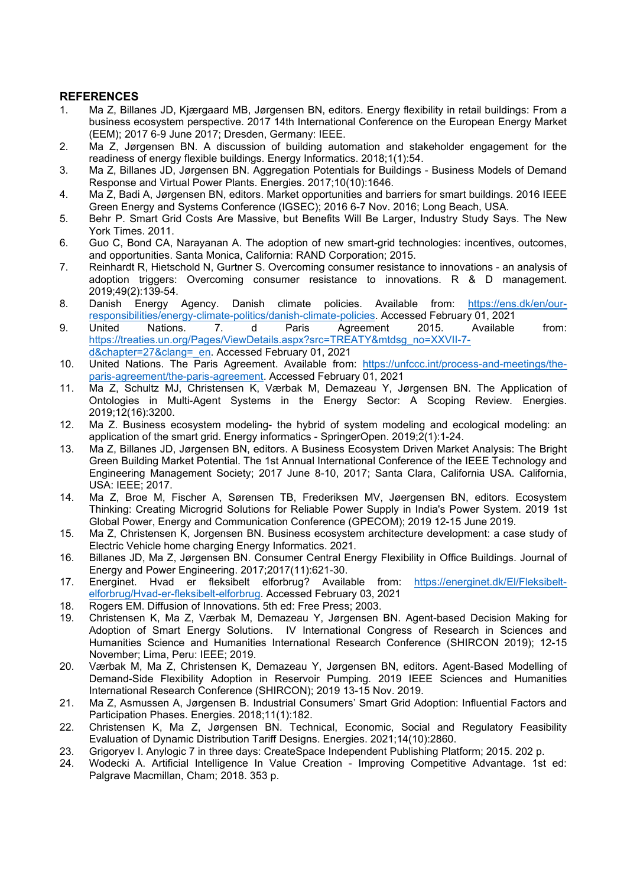## REFERENCES

1. Ma Z, Billanes JD, Kjærgaard MB, Jørgensen BN, editors. Energy flexibility in retail buildings: From a business ecosystem perspective. 2017 14th International Conference on the European Energy Market (EEM); 2017 6-9 June 2017; Dresden, Germany: IEEE.
2. Ma Z, Jørgensen BN. A discussion of building automation and stakeholder engagement for the readiness of energy flexible buildings. Energy Informatics. 2018;1(1):54.
3. Ma Z, Billanes JD, Jørgensen BN. Aggregation Potentials for Buildings - Business Models of Demand Response and Virtual Power Plants. Energies. 2017;10(10):1646.
4. Ma Z, Badi A, Jørgensen BN, editors. Market opportunities and barriers for smart buildings. 2016 IEEE Green Energy and Systems Conference (IGSEC); 2016 6-7 Nov. 2016; Long Beach, USA.
5. Behr P. Smart Grid Costs Are Massive, but Benefits Will Be Larger, Industry Study Says. The New York Times. 2011.
6. Guo C, Bond CA, Narayanan A. The adoption of new smart-grid technologies: incentives, outcomes, and opportunities. Santa Monica, California: RAND Corporation; 2015.
7. Reinhardt R, Hietschold N, Gurtner S. Overcoming consumer resistance to innovations - an analysis of adoption triggers: Overcoming consumer resistance to innovations. R & D management. 2019;49(2):139-54.
8. Danish Energy Agency. Danish climate policies. Available from: https://ens.dk/en/our-responsibilities/energy-climate-politics/danish-climate-policies. Accessed February 01, 2021
9. United Nations. 7. d Paris Agreement 2015. Available from: https://treaties.un.org/Pages/ViewDetails.aspx?src=TREATY&mtdsg_no=XXVII-7-d&chapter=27&clang=_en. Accessed February 01, 2021
10. United Nations. The Paris Agreement. Available from: https://unfccc.int/process-and-meetings/the-paris-agreement/the-paris-agreement. Accessed February 01, 2021
11. Ma Z, Schultz MJ, Christensen K, Værbak M, Demazeau Y, Jørgensen BN. The Application of Ontologies in Multi-Agent Systems in the Energy Sector: A Scoping Review. Energies. 2019;12(16):3200.
12. Ma Z. Business ecosystem modeling- the hybrid of system modeling and ecological modeling: an application of the smart grid. Energy informatics - SpringerOpen. 2019;2(1):1-24.
13. Ma Z, Billanes JD, Jørgensen BN, editors. A Business Ecosystem Driven Market Analysis: The Bright Green Building Market Potential. The 1st Annual International Conference of the IEEE Technology and Engineering Management Society; 2017 June 8-10, 2017; Santa Clara, California USA. California, USA: IEEE; 2017.
14. Ma Z, Broe M, Fischer A, Sørensen TB, Frederiksen MV, Jøergensen BN, editors. Ecosystem Thinking: Creating Microgrid Solutions for Reliable Power Supply in India's Power System. 2019 1st Global Power, Energy and Communication Conference (GPECOM); 2019 12-15 June 2019.
15. Ma Z, Christensen K, Jorgensen BN. Business ecosystem architecture development: a case study of Electric Vehicle home charging Energy Informatics. 2021.
16. Billanes JD, Ma Z, Jørgensen BN. Consumer Central Energy Flexibility in Office Buildings. Journal of Energy and Power Engineering. 2017;2017(11):621-30.
17. Energinet. Hvad er fleksibelt elforbrug? Available from: https://energinet.dk/El/Fleksibelt-elforbrug/Hvad-er-fleksibelt-elforbrug. Accessed February 03, 2021
18. Rogers EM. Diffusion of Innovations. 5th ed: Free Press; 2003.
19. Christensen K, Ma Z, Værbak M, Demazeau Y, Jørgensen BN. Agent-based Decision Making for Adoption of Smart Energy Solutions. IV International Congress of Research in Sciences and Humanities Science and Humanities International Research Conference (SHIRCON 2019); 12-15 November; Lima, Peru: IEEE; 2019.
20. Værbak M, Ma Z, Christensen K, Demazeau Y, Jørgensen BN, editors. Agent-Based Modelling of Demand-Side Flexibility Adoption in Reservoir Pumping. 2019 IEEE Sciences and Humanities International Research Conference (SHIRCON); 2019 13-15 Nov. 2019.
21. Ma Z, Asmussen A, Jørgensen B. Industrial Consumers' Smart Grid Adoption: Influential Factors and Participation Phases. Energies. 2018;11(1):182.
22. Christensen K, Ma Z, Jørgensen BN. Technical, Economic, Social and Regulatory Feasibility Evaluation of Dynamic Distribution Tariff Designs. Energies. 2021;14(10):2860.
23. Grigoryev I. Anylogic 7 in three days: CreateSpace Independent Publishing Platform; 2015. 202 p.
24. Wodecki A. Artificial Intelligence In Value Creation - Improving Competitive Advantage. 1st ed: Palgrave Macmillan, Cham; 2018. 353 p.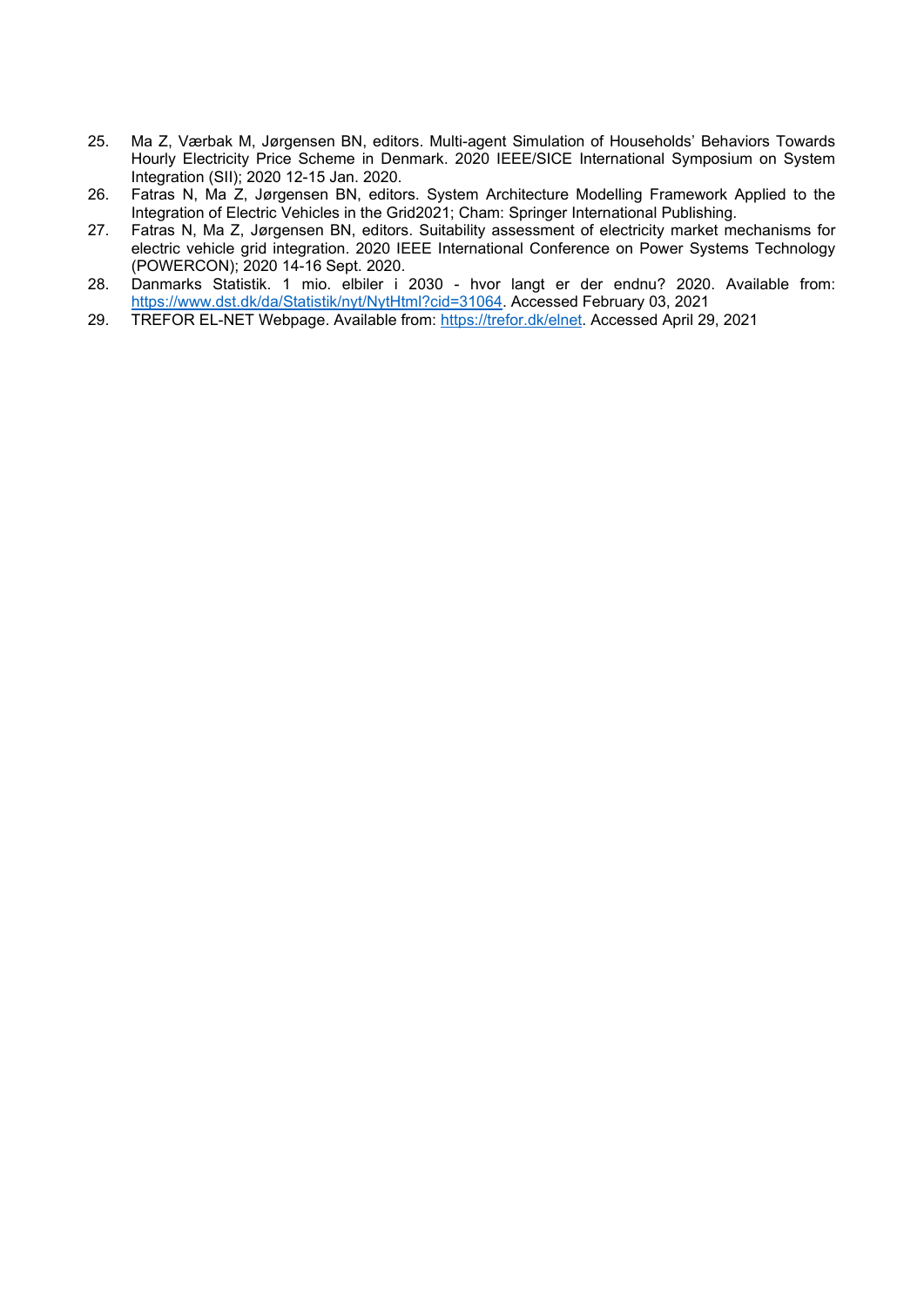25. Ma Z, Værbak M, Jørgensen BN, editors. Multi-agent Simulation of Households' Behaviors Towards Hourly Electricity Price Scheme in Denmark. 2020 IEEE/SICE International Symposium on System Integration (SII); 2020 12-15 Jan. 2020.
26. Fatras N, Ma Z, Jørgensen BN, editors. System Architecture Modelling Framework Applied to the Integration of Electric Vehicles in the Grid2021; Cham: Springer International Publishing.
27. Fatras N, Ma Z, Jørgensen BN, editors. Suitability assessment of electricity market mechanisms for electric vehicle grid integration. 2020 IEEE International Conference on Power Systems Technology (POWERCON); 2020 14-16 Sept. 2020.
28. Danmarks Statistik. 1 mio. elbiler i 2030 - hvor langt er der endnu? 2020. Available from: https://www.dst.dk/da/Statistik/nyt/NytHtml?cid=31064. Accessed February 03, 2021
29. TREFOR EL-NET Webpage. Available from: https://trefor.dk/elnet. Accessed April 29, 2021